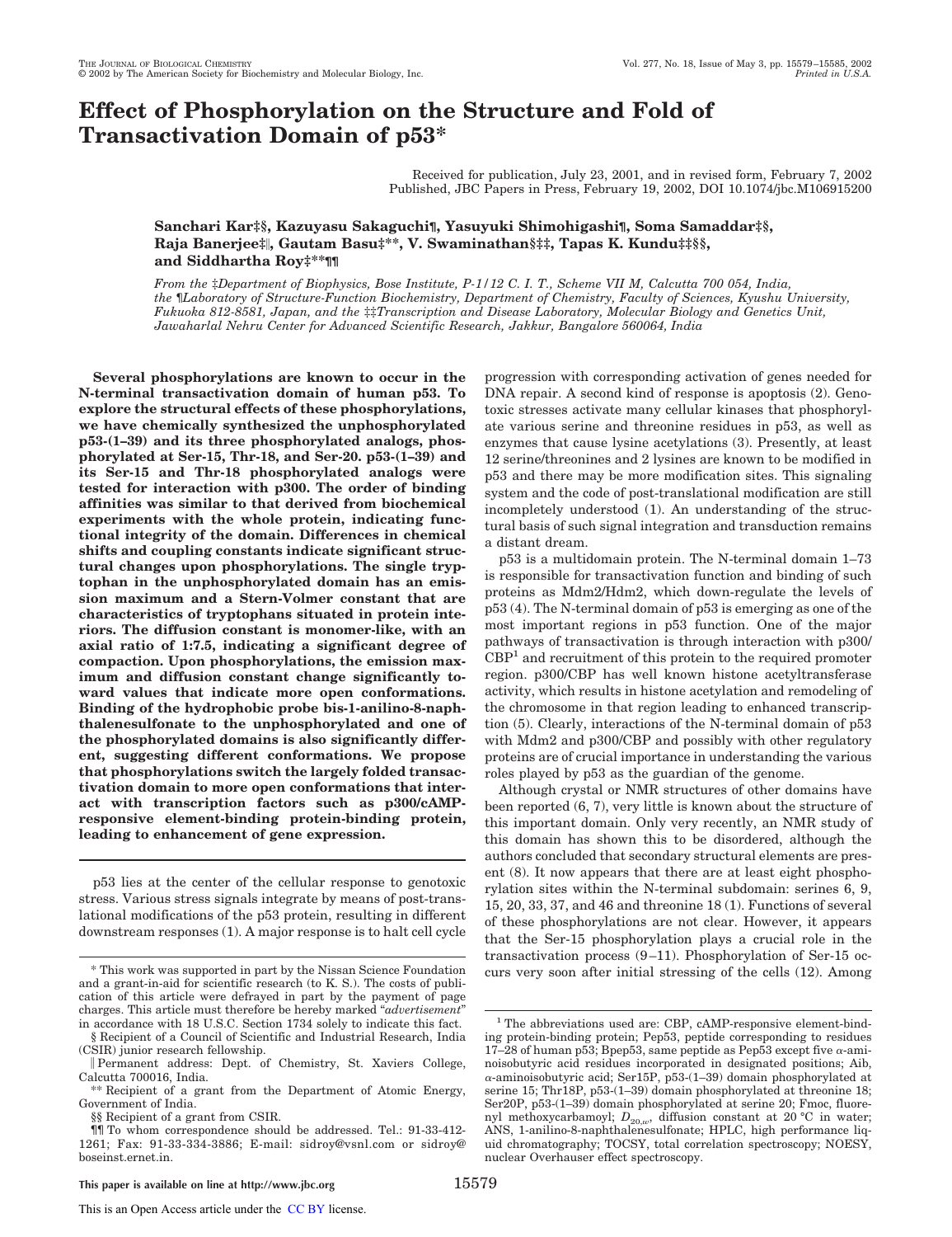# Effect of Phosphorylation on the Structure and Fold of Transactivation Domain of p53*

Received for publication, July 23, 2001, and in revised form, February 7, 2002
Published, JBC Papers in Press, February 19, 2002, DOI 10.1074/jbc.M106915200

**Sanchari Kar‡§, Kazuyasu Sakaguchi¶, Yasuyuki Shimohigashi¶, Soma Samaddar‡§, Raja Banerjee‡‖, Gautam Basu‡**, V. Swaminathan§‡‡, Tapas K. Kundu‡‡§§, and Siddhartha Roy‡**¶¶**

*From the ‡Department of Biophysics, Bose Institute, P-1/12 C. I. T., Scheme VII M, Calcutta 700 054, India, the ¶Laboratory of Structure-Function Biochemistry, Department of Chemistry, Faculty of Sciences, Kyushu University, Fukuoka 812-8581, Japan, and the ‡‡Transcription and Disease Laboratory, Molecular Biology and Genetics Unit, Jawaharlal Nehru Center for Advanced Scientific Research, Jakkur, Bangalore 560064, India*

**Several phosphorylations are known to occur in the N-terminal transactivation domain of human p53. To explore the structural effects of these phosphorylations, we have chemically synthesized the unphosphorylated p53-(1–39) and its three phosphorylated analogs, phosphorylated at Ser-15, Thr-18, and Ser-20. p53-(1–39) and its Ser-15 and Thr-18 phosphorylated analogs were tested for interaction with p300. The order of binding affinities was similar to that derived from biochemical experiments with the whole protein, indicating functional integrity of the domain. Differences in chemical shifts and coupling constants indicate significant structural changes upon phosphorylations. The single tryptophan in the unphosphorylated domain has an emission maximum and a Stern-Volmer constant that are characteristics of tryptophans situated in protein interiors. The diffusion constant is monomer-like, with an axial ratio of 1:7.5, indicating a significant degree of compaction. Upon phosphorylations, the emission maximum and diffusion constant change significantly toward values that indicate more open conformations. Binding of the hydrophobic probe bis-1-anilino-8-naphthalenesulfonate to the unphosphorylated and one of the phosphorylated domains is also significantly different, suggesting different conformations. We propose that phosphorylations switch the largely folded transactivation domain to more open conformations that interact with transcription factors such as p300/cAMP-responsive element-binding protein-binding protein, leading to enhancement of gene expression.**

p53 lies at the center of the cellular response to genotoxic stress. Various stress signals integrate by means of post-translational modifications of the p53 protein, resulting in different downstream responses (1). A major response is to halt cell cycle progression with corresponding activation of genes needed for DNA repair. A second kind of response is apoptosis (2). Genotoxic stresses activate many cellular kinases that phosphorylate various serine and threonine residues in p53, as well as enzymes that cause lysine acetylations (3). Presently, at least 12 serine/threonines and 2 lysines are known to be modified in p53 and there may be more modification sites. This signaling system and the code of post-translational modification are still incompletely understood (1). An understanding of the structural basis of such signal integration and transduction remains a distant dream.

p53 is a multidomain protein. The N-terminal domain 1–73 is responsible for transactivation function and binding of such proteins as Mdm2/Hdm2, which down-regulate the levels of p53 (4). The N-terminal domain of p53 is emerging as one of the most important regions in p53 function. One of the major pathways of transactivation is through interaction with p300/CBP[1] and recruitment of this protein to the required promoter region. p300/CBP has well known histone acetyltransferase activity, which results in histone acetylation and remodeling of the chromosome in that region leading to enhanced transcription (5). Clearly, interactions of the N-terminal domain of p53 with Mdm2 and p300/CBP and possibly with other regulatory proteins are of crucial importance in understanding the various roles played by p53 as the guardian of the genome.

Although crystal or NMR structures of other domains have been reported (6, 7), very little is known about the structure of this important domain. Only very recently, an NMR study of this domain has shown this to be disordered, although the authors concluded that secondary structural elements are present (8). It now appears that there are at least eight phosphorylation sites within the N-terminal subdomain: serines 6, 9, 15, 20, 33, 37, and 46 and threonine 18 (1). Functions of several of these phosphorylations are not clear. However, it appears that the Ser-15 phosphorylation plays a crucial role in the transactivation process (9–11). Phosphorylation of Ser-15 occurs very soon after initial stressing of the cells (12). Among

---

\* This work was supported in part by the Nissan Science Foundation and a grant-in-aid for scientific research (to K. S.). The costs of publication of this article were defrayed in part by the payment of page charges. This article must therefore be hereby marked "*advertisement*" in accordance with 18 U.S.C. Section 1734 solely to indicate this fact.

§ Recipient of a Council of Scientific and Industrial Research, India (CSIR) junior research fellowship.

‖ Permanent address: Dept. of Chemistry, St. Xaviers College, Calcutta 700016, India.

** Recipient of a grant from the Department of Atomic Energy, Government of India.

§§ Recipient of a grant from CSIR.

¶¶ To whom correspondence should be addressed. Tel.: 91-33-412-1261; Fax: 91-33-334-3886; E-mail: sidroy@vsnl.com or sidroy@boseinst.ernet.in.

[1] The abbreviations used are: CBP, cAMP-responsive element-binding protein-binding protein; Pep53, peptide corresponding to residues 17–28 of human p53; Bpep53, same peptide as Pep53 except five α-aminoisobutyric acid residues incorporated in designated positions; Aib, α-aminoisobutyric acid; Ser15P, p53-(1–39) domain phosphorylated at serine 15; Thr18P, p53-(1–39) domain phosphorylated at threonine 18; Ser20P, p53-(1–39) domain phosphorylated at serine 20; Fmoc, fluorenyl methoxycarbamoyl; $D_{20,w}$, diffusion constant at 20 °C in water; ANS, 1-anilino-8-naphthalenesulfonate; HPLC, high performance liquid chromatography; TOCSY, total correlation spectroscopy; NOESY, nuclear Overhauser effect spectroscopy.

This paper is available on line at http://www.jbc.org

This is an Open Access article under the CC BY license.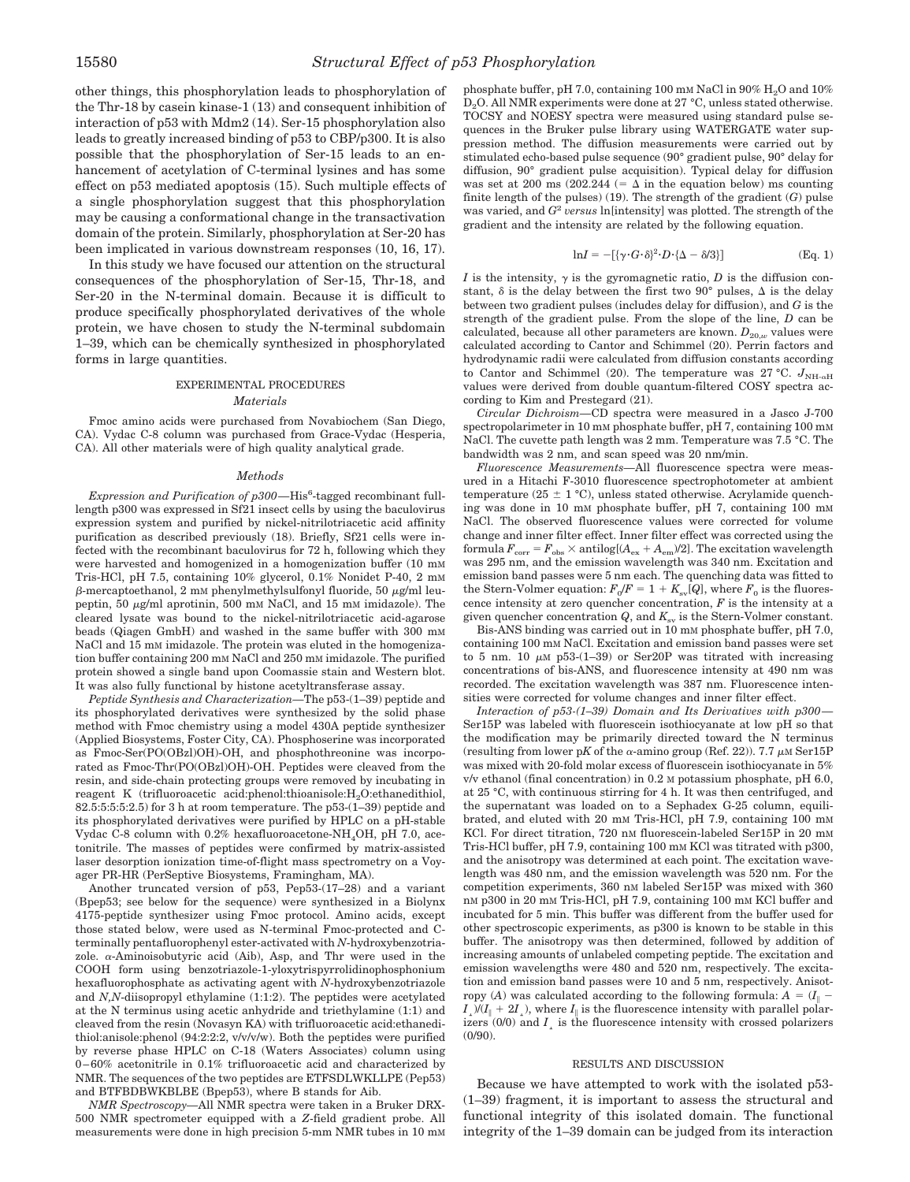other things, this phosphorylation leads to phosphorylation of the Thr-18 by casein kinase-1 (13) and consequent inhibition of interaction of p53 with Mdm2 (14). Ser-15 phosphorylation also leads to greatly increased binding of p53 to CBP/p300. It is also possible that the phosphorylation of Ser-15 leads to an enhancement of acetylation of C-terminal lysines and has some effect on p53 mediated apoptosis (15). Such multiple effects of a single phosphorylation suggest that this phosphorylation may be causing a conformational change in the transactivation domain of the protein. Similarly, phosphorylation at Ser-20 has been implicated in various downstream responses (10, 16, 17).

In this study we have focused our attention on the structural consequences of the phosphorylation of Ser-15, Thr-18, and Ser-20 in the N-terminal domain. Because it is difficult to produce specifically phosphorylated derivatives of the whole protein, we have chosen to study the N-terminal subdomain 1–39, which can be chemically synthesized in phosphorylated forms in large quantities.

## EXPERIMENTAL PROCEDURES

### *Materials*

Fmoc amino acids were purchased from Novabiochem (San Diego, CA). Vydac C-8 column was purchased from Grace-Vydac (Hesperia, CA). All other materials were of high quality analytical grade.

### *Methods*

*Expression and Purification of p300*—His[6]-tagged recombinant full-length p300 was expressed in Sf21 insect cells by using the baculovirus expression system and purified by nickel-nitrilotriacetic acid affinity purification as described previously (18). Briefly, Sf21 cells were infected with the recombinant baculovirus for 72 h, following which they were harvested and homogenized in a homogenization buffer (10 mM Tris-HCl, pH 7.5, containing 10% glycerol, 0.1% Nonidet P-40, 2 mM $\beta$-mercaptoethanol, 2 mM phenylmethylsulfonyl fluoride, 50 $\mu$g/ml leupeptin, 50 $\mu$g/ml aprotinin, 500 mM NaCl, and 15 mM imidazole). The cleared lysate was bound to the nickel-nitrilotriacetic acid-agarose beads (Qiagen GmbH) and washed in the same buffer with 300 mM NaCl and 15 mM imidazole. The protein was eluted in the homogenization buffer containing 200 mM NaCl and 250 mM imidazole. The purified protein showed a single band upon Coomassie stain and Western blot. It was also fully functional by histone acetyltransferase assay.

*Peptide Synthesis and Characterization*—The p53-(1–39) peptide and its phosphorylated derivatives were synthesized by the solid phase method with Fmoc chemistry using a model 430A peptide synthesizer (Applied Biosystems, Foster City, CA). Phosphoserine was incorporated as Fmoc-Ser(PO(OBzl)OH)-OH, and phosphothreonine was incorporated as Fmoc-Thr(PO(OBzl)OH)-OH. Peptides were cleaved from the resin, and side-chain protecting groups were removed by incubating in reagent K (trifluoroacetic acid:phenol:thioanisole:$H_2O$:ethanedithiol, 82.5:5:5:5:2.5) for 3 h at room temperature. The p53-(1–39) peptide and its phosphorylated derivatives were purified by HPLC on a pH-stable Vydac C-8 column with 0.2% hexafluoroacetone-$NH_4OH$, pH 7.0, acetonitrile. The masses of peptides were confirmed by matrix-assisted laser desorption ionization time-of-flight mass spectrometry on a Voyager PR-HR (PerSeptive Biosystems, Framingham, MA).

Another truncated version of p53, Pep53-(17–28) and a variant (Bpep53; see below for the sequence) were synthesized in a Biolynx 4175-peptide synthesizer using Fmoc protocol. Amino acids, except those stated below, were used as N-terminal Fmoc-protected and C-terminally pentafluorophenyl ester-activated with *N*-hydroxybenzotriazole. $\alpha$-Aminoisobutyric acid (Aib), Asp, and Thr were used in the COOH form using benzotriazole-1-yloxytrispyrrolidinophosphonium hexafluorophosphate as activating agent with *N*-hydroxybenzotriazole and *N,N*-diisopropyl ethylamine (1:1:2). The peptides were acetylated at the N terminus using acetic anhydride and triethylamine (1:1) and cleaved from the resin (Novasyn KA) with trifluoroacetic acid:ethanedithiol:anisole:phenol (94:2:2:2, v/v/v/w). Both the peptides were purified by reverse phase HPLC on C-18 (Waters Associates) column using 0–60% acetonitrile in 0.1% trifluoroacetic acid and characterized by NMR. The sequences of the two peptides are ETFSDLWKLLPE (Pep53) and BTFBDBWKBLBE (Bpep53), where B stands for Aib.

*NMR Spectroscopy*—All NMR spectra were taken in a Bruker DRX-500 NMR spectrometer equipped with a *Z*-field gradient probe. All measurements were done in high precision 5-mm NMR tubes in 10 mM phosphate buffer, pH 7.0, containing 100 mM NaCl in 90% $H_2O$ and 10% $D_2O$. All NMR experiments were done at 27 °C, unless stated otherwise. TOCSY and NOESY spectra were measured using standard pulse sequences in the Bruker pulse library using WATERGATE water suppression method. The diffusion measurements were carried out by stimulated echo-based pulse sequence (90° gradient pulse, 90° delay for diffusion, 90° gradient pulse acquisition). Typical delay for diffusion was set at 200 ms (202.244 (= $\Delta$ in the equation below) ms counting finite length of the pulses) (19). The strength of the gradient ($G$) pulse was varied, and $G^2$ *versus* ln[intensity] was plotted. The strength of the gradient and the intensity are related by the following equation.

$$\ln I = -[\{\gamma \cdot G \cdot \delta\}^2 \cdot D \cdot \{\Delta - \delta/3\}] \quad \text{(Eq. 1)}$$

$I$ is the intensity, $\gamma$ is the gyromagnetic ratio, $D$ is the diffusion constant, $\delta$ is the delay between the first two 90° pulses, $\Delta$ is the delay between two gradient pulses (includes delay for diffusion), and $G$ is the strength of the gradient pulse. From the slope of the line, $D$ can be calculated, because all other parameters are known. $D_{20,w}$ values were calculated according to Cantor and Schimmel (20). Perrin factors and hydrodynamic radii were calculated from diffusion constants according to Cantor and Schimmel (20). The temperature was 27 °C. $J_{\text{NH-}\alpha\text{H}}$ values were derived from double quantum-filtered COSY spectra according to Kim and Prestegard (21).

*Circular Dichroism*—CD spectra were measured in a Jasco J-700 spectropolarimeter in 10 mM phosphate buffer, pH 7, containing 100 mM NaCl. The cuvette path length was 2 mm. Temperature was 7.5 °C. The bandwidth was 2 nm, and scan speed was 20 nm/min.

*Fluorescence Measurements*—All fluorescence spectra were measured in a Hitachi F-3010 fluorescence spectrophotometer at ambient temperature (25 ± 1 °C), unless stated otherwise. Acrylamide quenching was done in 10 mM phosphate buffer, pH 7, containing 100 mM NaCl. The observed fluorescence values were corrected for volume change and inner filter effect. Inner filter effect was corrected using the formula $F_{corr} = F_{obs} \times \text{antilog}[(A_{ex} + A_{em})/2]$. The excitation wavelength was 295 nm, and the emission wavelength was 340 nm. Excitation and emission band passes were 5 nm each. The quenching data was fitted to the Stern-Volmer equation: $F_0/F = 1 + K_{sv}[Q]$, where $F_0$ is the fluorescence intensity at zero quencher concentration, $F$ is the intensity at a given quencher concentration $Q$, and $K_{sv}$ is the Stern-Volmer constant.

Bis-ANS binding was carried out in 10 mM phosphate buffer, pH 7.0, containing 100 mM NaCl. Excitation and emission band passes were set to 5 nm. 10 $\mu$M p53-(1–39) or Ser20P was titrated with increasing concentrations of bis-ANS, and fluorescence intensity at 490 nm was recorded. The excitation wavelength was 387 nm. Fluorescence intensities were corrected for volume changes and inner filter effect.

*Interaction of p53-(1–39) Domain and Its Derivatives with p300*—Ser15P was labeled with fluorescein isothiocyanate at low pH so that the modification may be primarily directed toward the N terminus (resulting from lower p$K$ of the $\alpha$-amino group (Ref. 22)). 7.7 $\mu$M Ser15P was mixed with 20-fold molar excess of fluorescein isothiocyanate in 5% v/v ethanol (final concentration) in 0.2 M potassium phosphate, pH 6.0, at 25 °C, with continuous stirring for 4 h. It was then centrifuged, and the supernatant was loaded on to a Sephadex G-25 column, equilibrated, and eluted with 20 mM Tris-HCl, pH 7.9, containing 100 mM KCl. For direct titration, 720 nM fluorescein-labeled Ser15P in 20 mM Tris-HCl buffer, pH 7.9, containing 100 mM KCl was titrated with p300, and the anisotropy was determined at each point. The excitation wavelength was 480 nm, and the emission wavelength was 520 nm. For the competition experiments, 360 nM labeled Ser15P was mixed with 360 nM p300 in 20 mM Tris-HCl, pH 7.9, containing 100 mM KCl buffer and incubated for 5 min. This buffer was different from the buffer used for other spectroscopic experiments, as p300 is known to be stable in this buffer. The anisotropy was then determined, followed by addition of increasing amounts of unlabeled competing peptide. The excitation and emission wavelengths were 480 and 520 nm, respectively. The excitation and emission band passes were 10 and 5 nm, respectively. Anisotropy ($A$) was calculated according to the following formula: $A = (I_{\parallel} - I_{\perp})/(I_{\parallel} + 2I_{\perp})$, where $I_{\parallel}$ is the fluorescence intensity with parallel polarizers (0/0) and $I_{\perp}$ is the fluorescence intensity with crossed polarizers (0/90).

## RESULTS AND DISCUSSION

Because we have attempted to work with the isolated p53-(1–39) fragment, it is important to assess the structural and functional integrity of this isolated domain. The functional integrity of the 1–39 domain can be judged from its interaction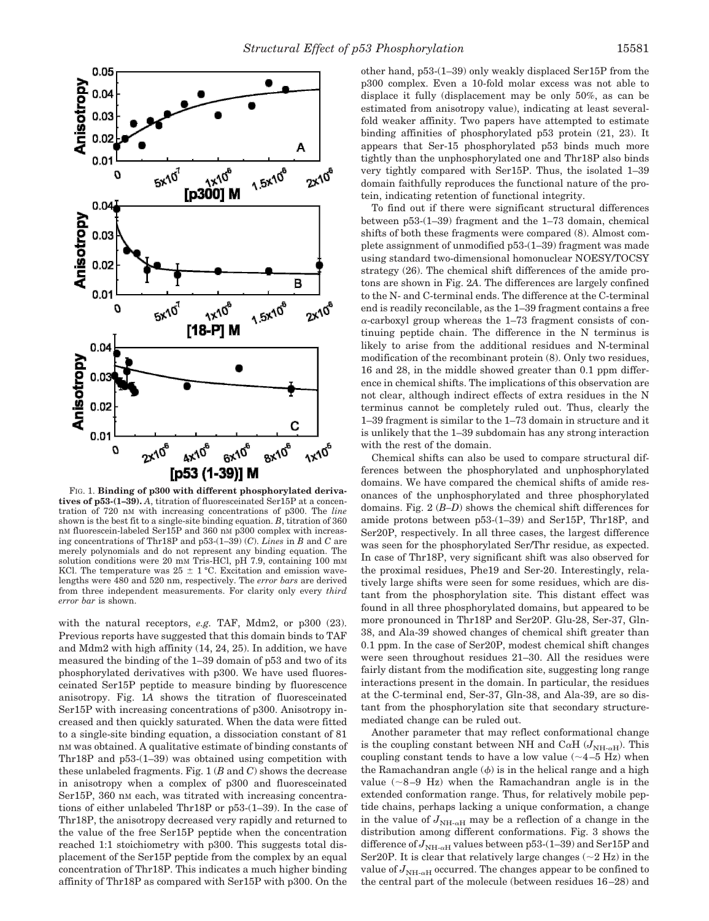FIG. 1. **Binding of p300 with different phosphorylated derivatives of p53-(1–39).** *A*, titration of fluoresceinated Ser15P at a concentration of 720 nM with increasing concentrations of p300. The *line* shown is the best fit to a single-site binding equation. *B*, titration of 360 nM fluorescein-labeled Ser15P and 360 nM p300 complex with increasing concentrations of Thr18P and p53-(1–39) (*C*). *Lines* in *B* and *C* are merely polynomials and do not represent any binding equation. The solution conditions were 20 mM Tris-HCl, pH 7.9, containing 100 mM KCl. The temperature was 25 ± 1 °C. Excitation and emission wavelengths were 480 and 520 nm, respectively. The *error bars* are derived from three independent measurements. For clarity only every *third error bar* is shown.

with the natural receptors, *e.g.* TAF, Mdm2, or p300 (23). Previous reports have suggested that this domain binds to TAF and Mdm2 with high affinity (14, 24, 25). In addition, we have measured the binding of the 1–39 domain of p53 and two of its phosphorylated derivatives with p300. We have used fluoresceinated Ser15P peptide to measure binding by fluorescence anisotropy. Fig. 1*A* shows the titration of fluoresceinated Ser15P with increasing concentrations of p300. Anisotropy increased and then quickly saturated. When the data were fitted to a single-site binding equation, a dissociation constant of 81 nM was obtained. A qualitative estimate of binding constants of Thr18P and p53-(1–39) was obtained using competition with these unlabeled fragments. Fig. 1 (*B* and *C*) shows the decrease in anisotropy when a complex of p300 and fluoresceinated Ser15P, 360 nM each, was titrated with increasing concentrations of either unlabeled Thr18P or p53-(1–39). In the case of Thr18P, the anisotropy decreased very rapidly and returned to the value of the free Ser15P peptide when the concentration reached 1:1 stoichiometry with p300. This suggests total displacement of the Ser15P peptide from the complex by an equal concentration of Thr18P. This indicates a much higher binding affinity of Thr18P as compared with Ser15P with p300. On the other hand, p53-(1–39) only weakly displaced Ser15P from the p300 complex. Even a 10-fold molar excess was not able to displace it fully (displacement may be only 50%, as can be estimated from anisotropy value), indicating at least several-fold weaker affinity. Two papers have attempted to estimate binding affinities of phosphorylated p53 protein (21, 23). It appears that Ser-15 phosphorylated p53 binds much more tightly than the unphosphorylated one and Thr18P also binds very tightly compared with Ser15P. Thus, the isolated 1–39 domain faithfully reproduces the functional nature of the protein, indicating retention of functional integrity.

To find out if there were significant structural differences between p53-(1–39) fragment and the 1–73 domain, chemical shifts of both these fragments were compared (8). Almost complete assignment of unmodified p53-(1–39) fragment was made using standard two-dimensional homonuclear NOESY/TOCSY strategy (26). The chemical shift differences of the amide protons are shown in Fig. 2*A*. The differences are largely confined to the N- and C-terminal ends. The difference at the C-terminal end is readily reconcilable, as the 1–39 fragment contains a free $\alpha$-carboxyl group whereas the 1–73 fragment consists of continuing peptide chain. The difference in the N terminus is likely to arise from the additional residues and N-terminal modification of the recombinant protein (8). Only two residues, 16 and 28, in the middle showed greater than 0.1 ppm difference in chemical shifts. The implications of this observation are not clear, although indirect effects of extra residues in the N terminus cannot be completely ruled out. Thus, clearly the 1–39 fragment is similar to the 1–73 domain in structure and it is unlikely that the 1–39 subdomain has any strong interaction with the rest of the domain.

Chemical shifts can also be used to compare structural differences between the phosphorylated and unphosphorylated domains. We have compared the chemical shifts of amide resonances of the unphosphorylated and three phosphorylated domains. Fig. 2 (*B–D*) shows the chemical shift differences for amide protons between p53-(1–39) and Ser15P, Thr18P, and Ser20P, respectively. In all three cases, the largest difference was seen for the phosphorylated Ser/Thr residue, as expected. In case of Thr18P, very significant shift was also observed for the proximal residues, Phe19 and Ser-20. Interestingly, relatively large shifts were seen for some residues, which are distant from the phosphorylation site. This distant effect was found in all three phosphorylated domains, but appeared to be more pronounced in Thr18P and Ser20P. Glu-28, Ser-37, Gln-38, and Ala-39 showed changes of chemical shift greater than 0.1 ppm. In the case of Ser20P, modest chemical shift changes were seen throughout residues 21–30. All the residues were fairly distant from the modification site, suggesting long range interactions present in the domain. In particular, the residues at the C-terminal end, Ser-37, Gln-38, and Ala-39, are so distant from the phosphorylation site that secondary structure-mediated change can be ruled out.

Another parameter that may reflect conformational change is the coupling constant between NH and C$\alpha$H ($J_{NH-\alpha H}$). This coupling constant tends to have a low value (~4–5 Hz) when the Ramachandran angle ($\phi$) is in the helical range and a high value (~8–9 Hz) when the Ramachandran angle is in the extended conformation range. Thus, for relatively mobile peptide chains, perhaps lacking a unique conformation, a change in the value of $J_{NH-\alpha H}$ may be a reflection of a change in the distribution among different conformations. Fig. 3 shows the difference of $J_{NH-\alpha H}$ values between p53-(1–39) and Ser15P and Ser20P. It is clear that relatively large changes (~2 Hz) in the value of $J_{NH-\alpha H}$ occurred. The changes appear to be confined to the central part of the molecule (between residues 16–28) and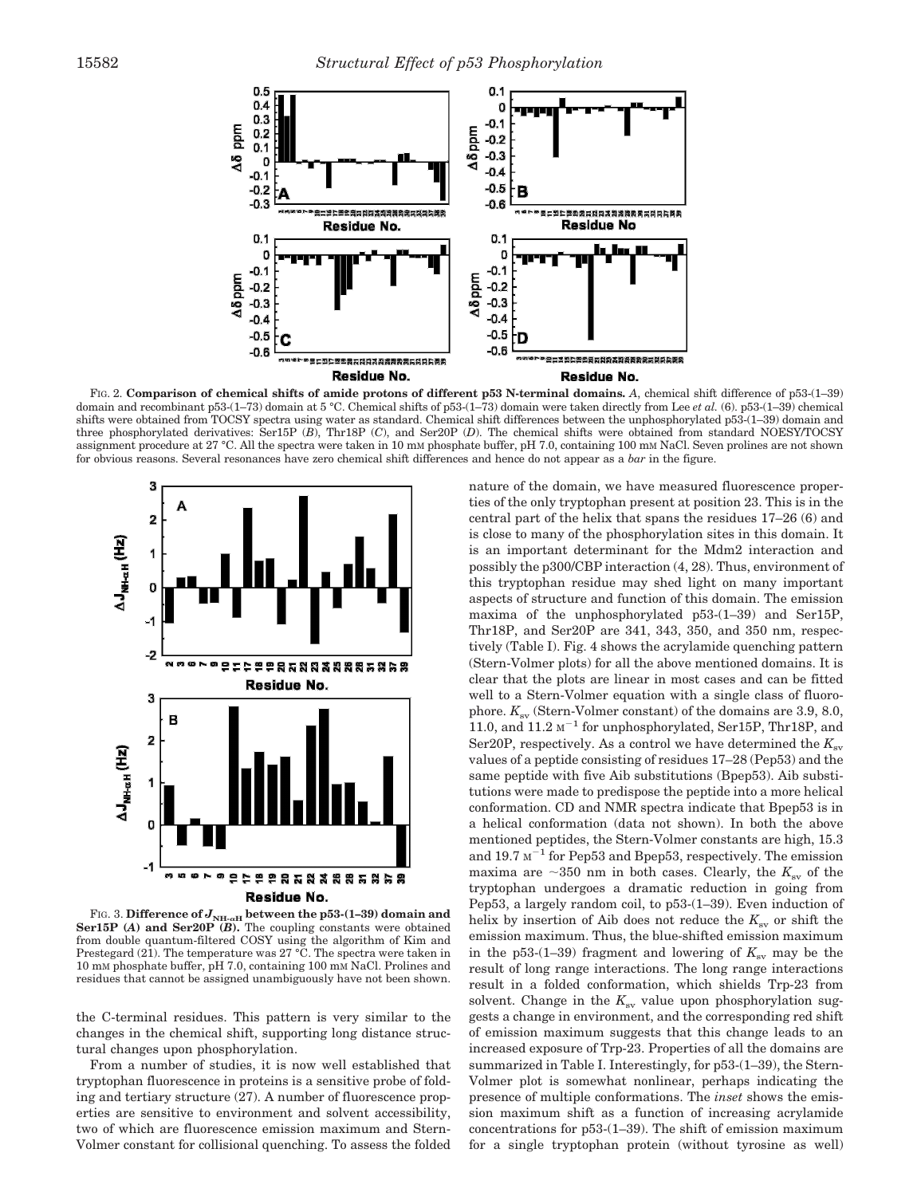FIG. 2. **Comparison of chemical shifts of amide protons of different p53 N-terminal domains.** *A*, chemical shift difference of p53-(1–39) domain and recombinant p53-(1–73) domain at 5 °C. Chemical shifts of p53-(1–73) domain were taken directly from Lee *et al.* (6). p53-(1–39) chemical shifts were obtained from TOCSY spectra using water as standard. Chemical shift differences between the unphosphorylated p53-(1–39) domain and three phosphorylated derivatives: Ser15P (*B*), Thr18P (*C*), and Ser20P (*D*). The chemical shifts were obtained from standard NOESY/TOCSY assignment procedure at 27 °C. All the spectra were taken in 10 mM phosphate buffer, pH 7.0, containing 100 mM NaCl. Seven prolines are not shown for obvious reasons. Several resonances have zero chemical shift differences and hence do not appear as a *bar* in the figure.

FIG. 3. **Difference of $J_{NH-\alpha H}$ between the p53-(1–39) domain and Ser15P (*A*) and Ser20P (*B*).** The coupling constants were obtained from double quantum-filtered COSY using the algorithm of Kim and Prestegard (21). The temperature was 27 °C. The spectra were taken in 10 mM phosphate buffer, pH 7.0, containing 100 mM NaCl. Prolines and residues that cannot be assigned unambiguously have not been shown.

the C-terminal residues. This pattern is very similar to the changes in the chemical shift, supporting long distance structural changes upon phosphorylation.

From a number of studies, it is now well established that tryptophan fluorescence in proteins is a sensitive probe of folding and tertiary structure (27). A number of fluorescence properties are sensitive to environment and solvent accessibility, two of which are fluorescence emission maximum and Stern-Volmer constant for collisional quenching. To assess the folded nature of the domain, we have measured fluorescence properties of the only tryptophan present at position 23. This is in the central part of the helix that spans the residues 17–26 (6) and is close to many of the phosphorylation sites in this domain. It is an important determinant for the Mdm2 interaction and possibly the p300/CBP interaction (4, 28). Thus, environment of this tryptophan residue may shed light on many important aspects of structure and function of this domain. The emission maxima of the unphosphorylated p53-(1–39) and Ser15P, Thr18P, and Ser20P are 341, 343, 350, and 350 nm, respectively (Table I). Fig. 4 shows the acrylamide quenching pattern (Stern-Volmer plots) for all the above mentioned domains. It is clear that the plots are linear in most cases and can be fitted well to a Stern-Volmer equation with a single class of fluorophore. $K_{sv}$ (Stern-Volmer constant) of the domains are 3.9, 8.0, 11.0, and 11.2 $M^{-1}$ for unphosphorylated, Ser15P, Thr18P, and Ser20P, respectively. As a control we have determined the $K_{sv}$ values of a peptide consisting of residues 17–28 (Pep53) and the same peptide with five Aib substitutions (Bpep53). Aib substitutions were made to predispose the peptide into a more helical conformation. CD and NMR spectra indicate that Bpep53 is in a helical conformation (data not shown). In both the above mentioned peptides, the Stern-Volmer constants are high, 15.3 and 19.7 $M^{-1}$ for Pep53 and Bpep53, respectively. The emission maxima are ~350 nm in both cases. Clearly, the $K_{sv}$ of the tryptophan undergoes a dramatic reduction in going from Pep53, a largely random coil, to p53-(1–39). Even induction of helix by insertion of Aib does not reduce the $K_{sv}$ or shift the emission maximum. Thus, the blue-shifted emission maximum in the p53-(1–39) fragment and lowering of $K_{sv}$ may be the result of long range interactions. The long range interactions result in a folded conformation, which shields Trp-23 from solvent. Change in the $K_{sv}$ value upon phosphorylation suggests a change in environment, and the corresponding red shift of emission maximum suggests that this change leads to an increased exposure of Trp-23. Properties of all the domains are summarized in Table I. Interestingly, for p53-(1–39), the Stern-Volmer plot is somewhat nonlinear, perhaps indicating the presence of multiple conformations. The *inset* shows the emission maximum shift as a function of increasing acrylamide concentrations for p53-(1–39). The shift of emission maximum for a single tryptophan protein (without tyrosine as well)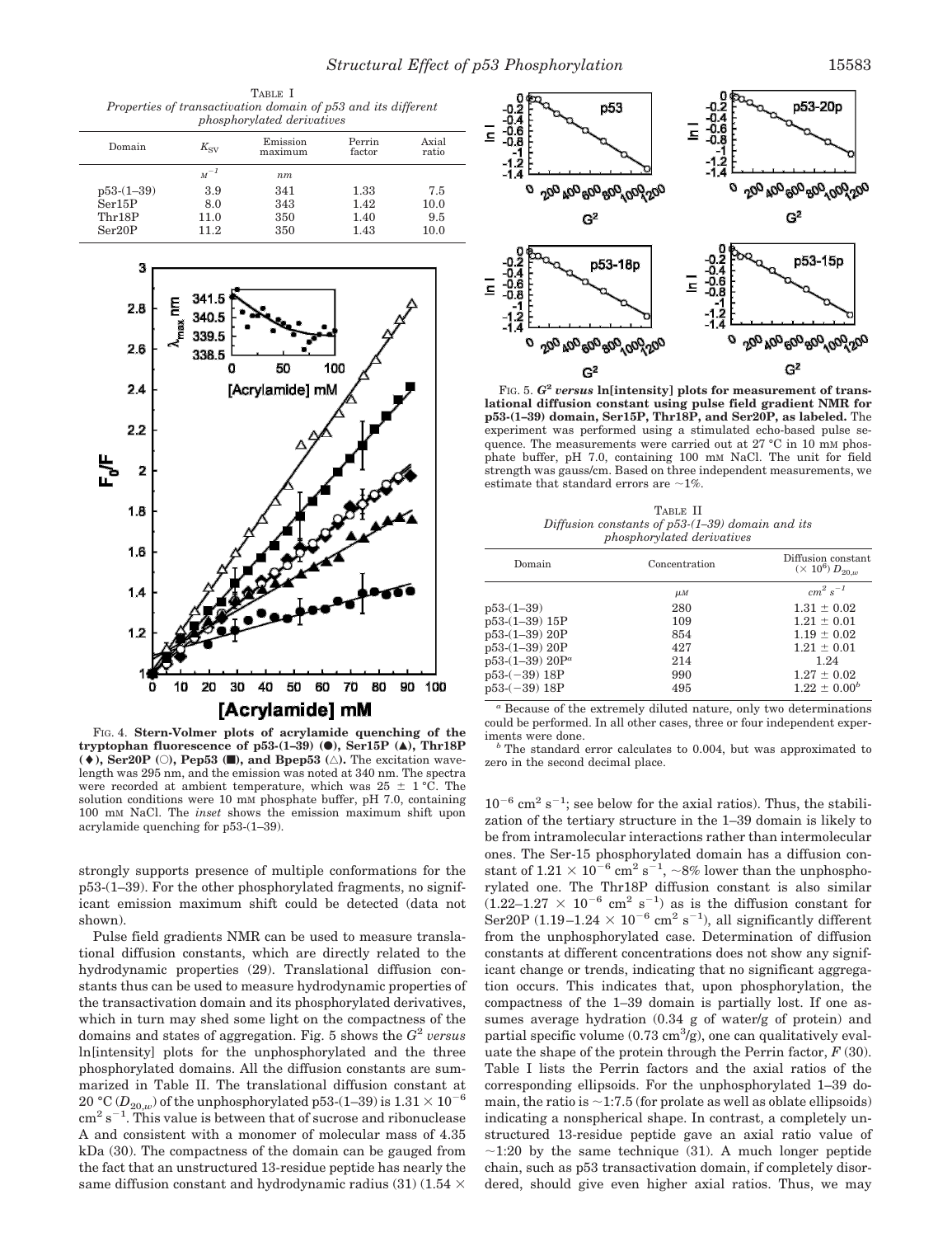TABLE I
*Properties of transactivation domain of p53 and its different phosphorylated derivatives*

| Domain | $K_{SV}$ | Emission maximum | Perrin factor | Axial ratio |
|---|---|---|---|---|
| | $M^{-1}$ | *nm* | | |
| p53-(1–39) | 3.9 | 341 | 1.33 | 7.5 |
| Ser15P | 8.0 | 343 | 1.42 | 10.0 |
| Thr18P | 11.0 | 350 | 1.40 | 9.5 |
| Ser20P | 11.2 | 350 | 1.43 | 10.0 |

**FIG. 4. Stern-Volmer plots of acrylamide quenching of the tryptophan fluorescence of p53-(1–39) (●), Ser15P (▲), Thr18P (♦), Ser20P (○), Pep53 (■), and Bpep53 (△).** The excitation wavelength was 295 nm, and the emission was noted at 340 nm. The spectra were recorded at ambient temperature, which was 25 ± 1 °C. The solution conditions were 10 mM phosphate buffer, pH 7.0, containing 100 mM NaCl. The *inset* shows the emission maximum shift upon acrylamide quenching for p53-(1–39).

strongly supports presence of multiple conformations for the p53-(1–39). For the other phosphorylated fragments, no significant emission maximum shift could be detected (data not shown).

Pulse field gradients NMR can be used to measure translational diffusion constants, which are directly related to the hydrodynamic properties (29). Translational diffusion constants thus can be used to measure hydrodynamic properties of the transactivation domain and its phosphorylated derivatives, which in turn may shed some light on the compactness of the domains and states of aggregation. Fig. 5 shows the $G^2$ *versus* ln[intensity] plots for the unphosphorylated and the three phosphorylated domains. All the diffusion constants are summarized in Table II. The translational diffusion constant at 20 °C ($D_{20,w}$) of the unphosphorylated p53-(1–39) is $1.31 \times 10^{-6}$ $cm^2\ s^{-1}$. This value is between that of sucrose and ribonuclease A and consistent with a monomer of molecular mass of 4.35 kDa (30). The compactness of the domain can be gauged from the fact that an unstructured 13-residue peptide has nearly the same diffusion constant and hydrodynamic radius (31) ($1.54 \times 10^{-6}$ $cm^2\ s^{-1}$; see below for the axial ratios). Thus, the stabilization of the tertiary structure in the 1–39 domain is likely to be from intramolecular interactions rather than intermolecular ones. The Ser-15 phosphorylated domain has a diffusion constant of $1.21 \times 10^{-6}$ $cm^2\ s^{-1}$, ~8% lower than the unphosphorylated one. The Thr18P diffusion constant is also similar ($1.22–1.27 \times 10^{-6}$ $cm^2\ s^{-1}$) as is the diffusion constant for Ser20P ($1.19–1.24 \times 10^{-6}$ $cm^2\ s^{-1}$), all significantly different from the unphosphorylated case. Determination of diffusion constants at different concentrations does not show any significant change or trends, indicating that no significant aggregation occurs. This indicates that, upon phosphorylation, the compactness of the 1–39 domain is partially lost. If one assumes average hydration (0.34 g of water/g of protein) and partial specific volume (0.73 $cm^3$/g), one can qualitatively evaluate the shape of the protein through the Perrin factor, *F* (30). Table I lists the Perrin factors and the axial ratios of the corresponding ellipsoids. For the unphosphorylated 1–39 domain, the ratio is ~1:7.5 (for prolate as well as oblate ellipsoids) indicating a nonspherical shape. In contrast, a completely unstructured 13-residue peptide gave an axial ratio value of ~1:20 by the same technique (31). A much longer peptide chain, such as p53 transactivation domain, if completely disordered, should give even higher axial ratios. Thus, we may

**FIG. 5. $G^2$ *versus* ln[intensity] plots for measurement of translational diffusion constant using pulse field gradient NMR for p53-(1–39) domain, Ser15P, Thr18P, and Ser20P, as labeled.** The experiment was performed using a stimulated echo-based pulse sequence. The measurements were carried out at 27 °C in 10 mM phosphate buffer, pH 7.0, containing 100 mM NaCl. The unit for field strength was gauss/cm. Based on three independent measurements, we estimate that standard errors are ~1%.

TABLE II
*Diffusion constants of p53-(1–39) domain and its phosphorylated derivatives*

| Domain | Concentration | Diffusion constant ($\times 10^6$) $D_{20,w}$ |
|---|---|---|
| | $\mu M$ | $cm^2\ s^{-1}$ |
| p53-(1–39) | 280 | 1.31 ± 0.02 |
| p53-(1–39) 15P | 109 | 1.21 ± 0.01 |
| p53-(1–39) 20P | 854 | 1.19 ± 0.02 |
| p53-(1–39) 20P | 427 | 1.21 ± 0.01 |
| p53-(1–39) 20P[a] | 214 | 1.24 |
| p53-(−39) 18P | 990 | 1.27 ± 0.02 |
| p53-(−39) 18P | 495 | 1.22 ± 0.00[b] |

[a] Because of the extremely diluted nature, only two determinations could be performed. In all other cases, three or four independent experiments were done.

[b] The standard error calculates to 0.004, but was approximated to zero in the second decimal place.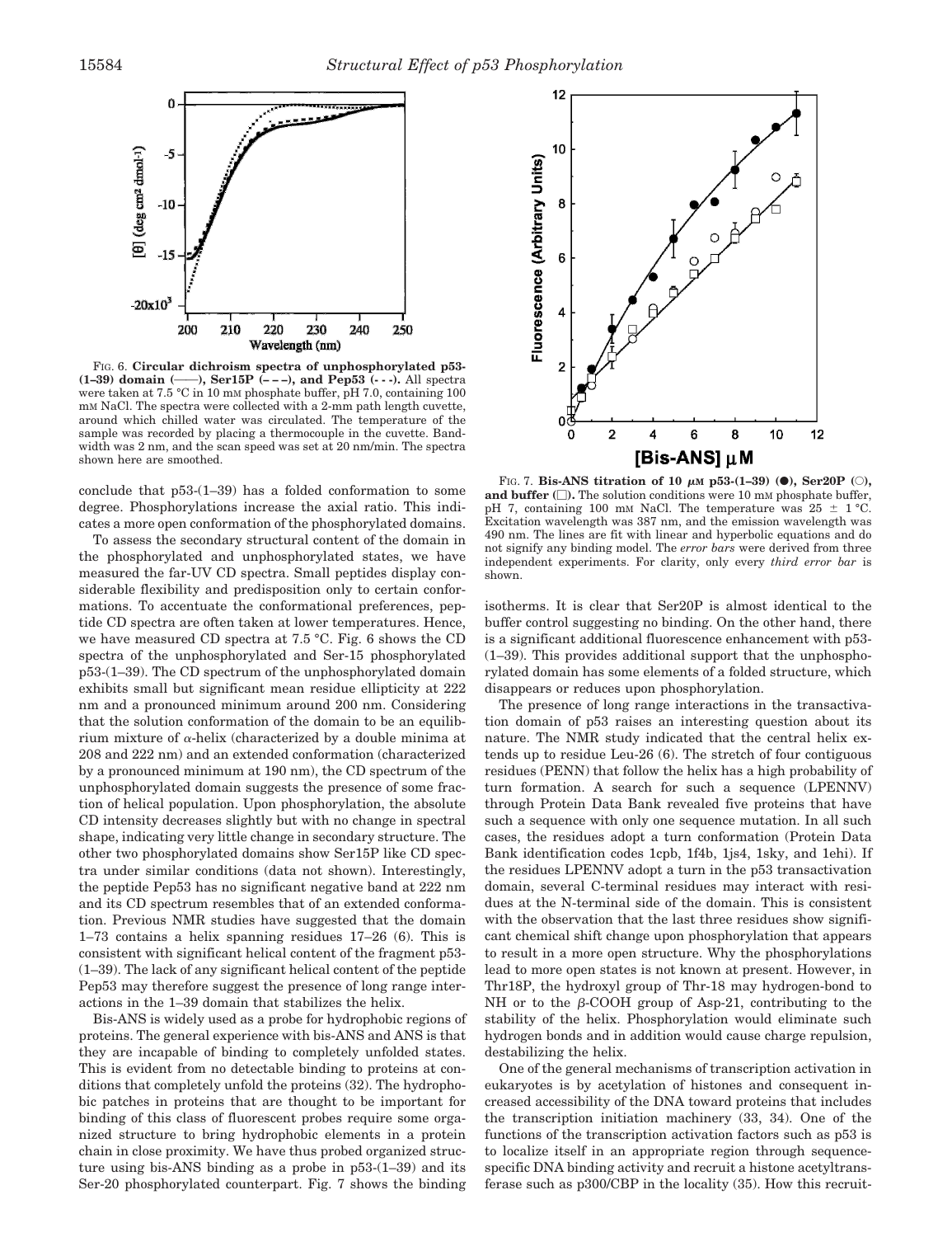FIG. 6. **Circular dichroism spectra of unphosphorylated p53-(1–39) domain (——), Ser15P (– – –), and Pep53 (- - -).** All spectra were taken at 7.5 °C in 10 mM phosphate buffer, pH 7.0, containing 100 mM NaCl. The spectra were collected with a 2-mm path length cuvette, around which chilled water was circulated. The temperature of the sample was recorded by placing a thermocouple in the cuvette. Bandwidth was 2 nm, and the scan speed was set at 20 nm/min. The spectra shown here are smoothed.

conclude that p53-(1–39) has a folded conformation to some degree. Phosphorylations increase the axial ratio. This indicates a more open conformation of the phosphorylated domains.

To assess the secondary structural content of the domain in the phosphorylated and unphosphorylated states, we have measured the far-UV CD spectra. Small peptides display considerable flexibility and predisposition only to certain conformations. To accentuate the conformational preferences, peptide CD spectra are often taken at lower temperatures. Hence, we have measured CD spectra at 7.5 °C. Fig. 6 shows the CD spectra of the unphosphorylated and Ser-15 phosphorylated p53-(1–39). The CD spectrum of the unphosphorylated domain exhibits small but significant mean residue ellipticity at 222 nm and a pronounced minimum around 200 nm. Considering that the solution conformation of the domain to be an equilibrium mixture of α-helix (characterized by a double minima at 208 and 222 nm) and an extended conformation (characterized by a pronounced minimum at 190 nm), the CD spectrum of the unphosphorylated domain suggests the presence of some fraction of helical population. Upon phosphorylation, the absolute CD intensity decreases slightly but with no change in spectral shape, indicating very little change in secondary structure. The other two phosphorylated domains show Ser15P like CD spectra under similar conditions (data not shown). Interestingly, the peptide Pep53 has no significant negative band at 222 nm and its CD spectrum resembles that of an extended conformation. Previous NMR studies have suggested that the domain 1–73 contains a helix spanning residues 17–26 (6). This is consistent with significant helical content of the fragment p53-(1–39). The lack of any significant helical content of the peptide Pep53 may therefore suggest the presence of long range interactions in the 1–39 domain that stabilizes the helix.

Bis-ANS is widely used as a probe for hydrophobic regions of proteins. The general experience with bis-ANS and ANS is that they are incapable of binding to completely unfolded states. This is evident from no detectable binding to proteins at conditions that completely unfold the proteins (32). The hydrophobic patches in proteins that are thought to be important for binding of this class of fluorescent probes require some organized structure to bring hydrophobic elements in a protein chain in close proximity. We have thus probed organized structure using bis-ANS binding as a probe in p53-(1–39) and its Ser-20 phosphorylated counterpart. Fig. 7 shows the binding

FIG. 7. **Bis-ANS titration of 10 μM p53-(1–39) (●), Ser20P (○), and buffer (□).** The solution conditions were 10 mM phosphate buffer, pH 7, containing 100 mM NaCl. The temperature was 25 ± 1 °C. Excitation wavelength was 387 nm, and the emission wavelength was 490 nm. The lines are fit with linear and hyperbolic equations and do not signify any binding model. The *error bars* were derived from three independent experiments. For clarity, only every *third error bar* is shown.

isotherms. It is clear that Ser20P is almost identical to the buffer control suggesting no binding. On the other hand, there is a significant additional fluorescence enhancement with p53-(1–39). This provides additional support that the unphosphorylated domain has some elements of a folded structure, which disappears or reduces upon phosphorylation.

The presence of long range interactions in the transactivation domain of p53 raises an interesting question about its nature. The NMR study indicated that the central helix extends up to residue Leu-26 (6). The stretch of four contiguous residues (PENN) that follow the helix has a high probability of turn formation. A search for such a sequence (LPENNV) through Protein Data Bank revealed five proteins that have such a sequence with only one sequence mutation. In all such cases, the residues adopt a turn conformation (Protein Data Bank identification codes 1cpb, 1f4b, 1js4, 1sky, and 1ehi). If the residues LPENNV adopt a turn in the p53 transactivation domain, several C-terminal residues may interact with residues at the N-terminal side of the domain. This is consistent with the observation that the last three residues show significant chemical shift change upon phosphorylation that appears to result in a more open structure. Why the phosphorylations lead to more open states is not known at present. However, in Thr18P, the hydroxyl group of Thr-18 may hydrogen-bond to NH or to the β-COOH group of Asp-21, contributing to the stability of the helix. Phosphorylation would eliminate such hydrogen bonds and in addition would cause charge repulsion, destabilizing the helix.

One of the general mechanisms of transcription activation in eukaryotes is by acetylation of histones and consequent increased accessibility of the DNA toward proteins that includes the transcription initiation machinery (33, 34). One of the functions of the transcription activation factors such as p53 is to localize itself in an appropriate region through sequence-specific DNA binding activity and recruit a histone acetyltransferase such as p300/CBP in the locality (35). How this recruit-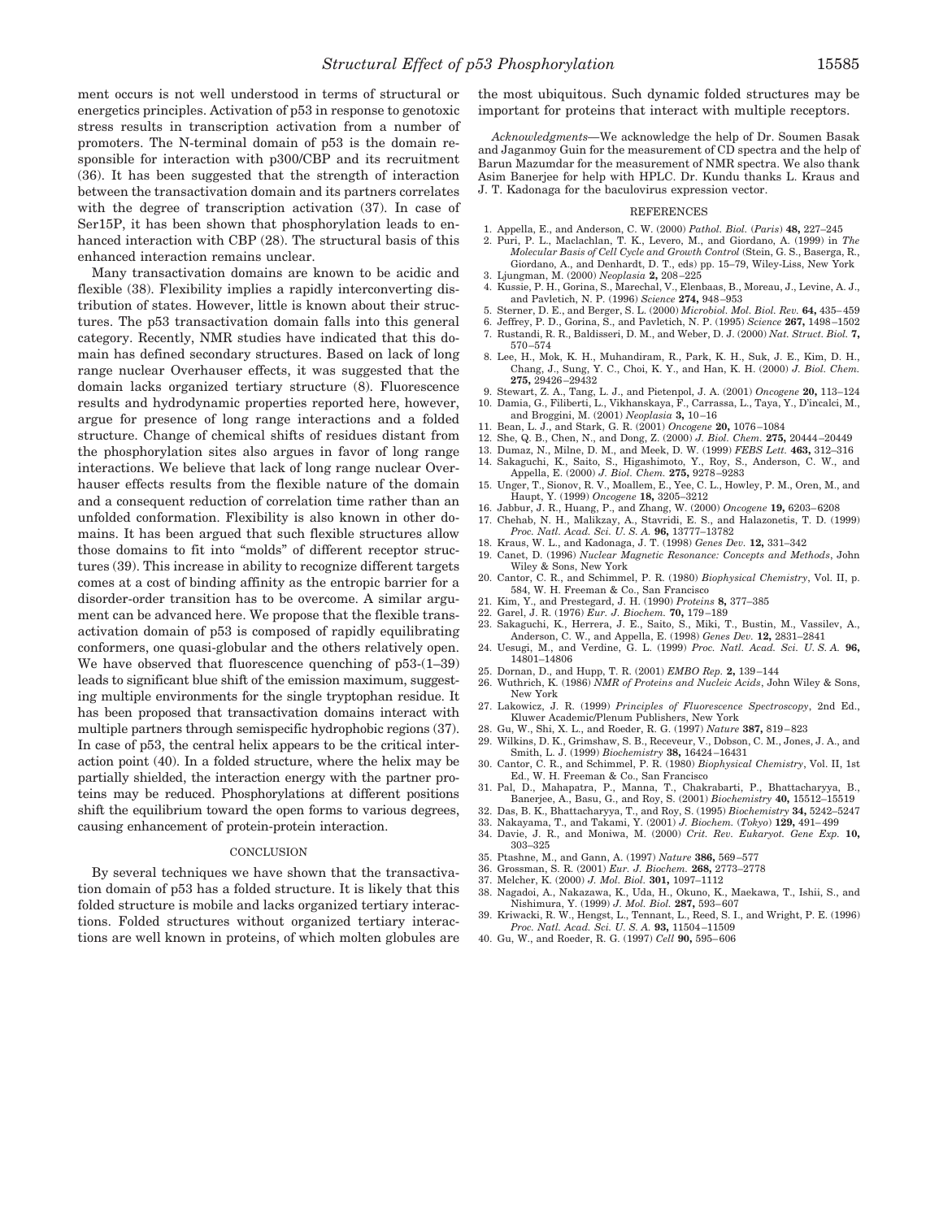ment occurs is not well understood in terms of structural or energetics principles. Activation of p53 in response to genotoxic stress results in transcription activation from a number of promoters. The N-terminal domain of p53 is the domain responsible for interaction with p300/CBP and its recruitment (36). It has been suggested that the strength of interaction between the transactivation domain and its partners correlates with the degree of transcription activation (37). In case of Ser15P, it has been shown that phosphorylation leads to enhanced interaction with CBP (28). The structural basis of this enhanced interaction remains unclear.

Many transactivation domains are known to be acidic and flexible (38). Flexibility implies a rapidly interconverting distribution of states. However, little is known about their structures. The p53 transactivation domain falls into this general category. Recently, NMR studies have indicated that this domain has defined secondary structures. Based on lack of long range nuclear Overhauser effects, it was suggested that the domain lacks organized tertiary structure (8). Fluorescence results and hydrodynamic properties reported here, however, argue for presence of long range interactions and a folded structure. Change of chemical shifts of residues distant from the phosphorylation sites also argues in favor of long range interactions. We believe that lack of long range nuclear Overhauser effects results from the flexible nature of the domain and a consequent reduction of correlation time rather than an unfolded conformation. Flexibility is also known in other domains. It has been argued that such flexible structures allow those domains to fit into "molds" of different receptor structures (39). This increase in ability to recognize different targets comes at a cost of binding affinity as the entropic barrier for a disorder-order transition has to be overcome. A similar argument can be advanced here. We propose that the flexible transactivation domain of p53 is composed of rapidly equilibrating conformers, one quasi-globular and the others relatively open. We have observed that fluorescence quenching of p53-(1–39) leads to significant blue shift of the emission maximum, suggesting multiple environments for the single tryptophan residue. It has been proposed that transactivation domains interact with multiple partners through semispecific hydrophobic regions (37). In case of p53, the central helix appears to be the critical interaction point (40). In a folded structure, where the helix may be partially shielded, the interaction energy with the partner proteins may be reduced. Phosphorylations at different positions shift the equilibrium toward the open forms to various degrees, causing enhancement of protein-protein interaction.

## CONCLUSION

By several techniques we have shown that the transactivation domain of p53 has a folded structure. It is likely that this folded structure is mobile and lacks organized tertiary interactions. Folded structures without organized tertiary interactions are well known in proteins, of which molten globules are the most ubiquitous. Such dynamic folded structures may be important for proteins that interact with multiple receptors.

*Acknowledgments*—We acknowledge the help of Dr. Soumen Basak and Jaganmoy Guin for the measurement of CD spectra and the help of Barun Mazumdar for the measurement of NMR spectra. We also thank Asim Banerjee for help with HPLC. Dr. Kundu thanks L. Kraus and J. T. Kadonaga for the baculovirus expression vector.

## REFERENCES

1. Appella, E., and Anderson, C. W. (2000) *Pathol. Biol. (Paris)* **48,** 227–245
2. Puri, P. L., Maclachlan, T. K., Levero, M., and Giordano, A. (1999) in *The Molecular Basis of Cell Cycle and Growth Control* (Stein, G. S., Baserga, R., Giordano, A., and Denhardt, D. T., eds) pp. 15–79, Wiley-Liss, New York
3. Ljungman, M. (2000) *Neoplasia* **2,** 208–225
4. Kussie, P. H., Gorina, S., Marechal, V., Elenbaas, B., Moreau, J., Levine, A. J., and Pavletich, N. P. (1996) *Science* **274,** 948–953
5. Sterner, D. E., and Berger, S. L. (2000) *Microbiol. Mol. Biol. Rev.* **64,** 435–459
6. Jeffrey, P. D., Gorina, S., and Pavletich, N. P. (1995) *Science* **267,** 1498–1502
7. Rustandi, R. R., Baldisseri, D. M., and Weber, D. J. (2000) *Nat. Struct. Biol.* **7,** 570–574
8. Lee, H., Mok, K. H., Muhandiram, R., Park, K. H., Suk, J. E., Kim, D. H., Chang, J., Sung, Y. C., Choi, K. Y., and Han, K. H. (2000) *J. Biol. Chem.* **275,** 29426–29432
9. Stewart, Z. A., Tang, L. J., and Pietenpol, J. A. (2001) *Oncogene* **20,** 113–124
10. Damia, G., Filiberti, L., Vikhanskaya, F., Carrassa, L., Taya, Y., D'incalci, M., and Broggini, M. (2001) *Neoplasia* **3,** 10–16
11. Bean, L. J., and Stark, G. R. (2001) *Oncogene* **20,** 1076–1084
12. She, Q. B., Chen, N., and Dong, Z. (2000) *J. Biol. Chem.* **275,** 20444–20449
13. Dumaz, N., Milne, D. M., and Meek, D. W. (1999) *FEBS Lett.* **463,** 312–316
14. Sakaguchi, K., Saito, S., Higashimoto, Y., Roy, S., Anderson, C. W., and Appella, E. (2000) *J. Biol. Chem.* **275,** 9278–9283
15. Unger, T., Sionov, R. V., Moallem, E., Yee, C. L., Howley, P. M., Oren, M., and Haupt, Y. (1999) *Oncogene* **18,** 3205–3212
16. Jabbur, J. R., Huang, P., and Zhang, W. (2000) *Oncogene* **19,** 6203–6208
17. Chehab, N. H., Malikzay, A., Stavridi, E. S., and Halazonetis, T. D. (1999) *Proc. Natl. Acad. Sci. U. S. A.* **96,** 13777–13782
18. Kraus, W. L., and Kadonaga, J. T. (1998) *Genes Dev.* **12,** 331–342
19. Canet, D. (1996) *Nuclear Magnetic Resonance: Concepts and Methods*, John Wiley & Sons, New York
20. Cantor, C. R., and Schimmel, P. R. (1980) *Biophysical Chemistry*, Vol. II, p. 584, W. H. Freeman & Co., San Francisco
21. Kim, Y., and Prestegard, J. H. (1990) *Proteins* **8,** 377–385
22. Garel, J. R. (1976) *Eur. J. Biochem.* **70,** 179–189
23. Sakaguchi, K., Herrera, J. E., Saito, S., Miki, T., Bustin, M., Vassilev, A., Anderson, C. W., and Appella, E. (1998) *Genes Dev.* **12,** 2831–2841
24. Uesugi, M., and Verdine, G. L. (1999) *Proc. Natl. Acad. Sci. U. S. A.* **96,** 14801–14806
25. Dornan, D., and Hupp, T. R. (2001) *EMBO Rep.* **2,** 139–144
26. Wuthrich, K. (1986) *NMR of Proteins and Nucleic Acids*, John Wiley & Sons, New York
27. Lakowicz, J. R. (1999) *Principles of Fluorescence Spectroscopy*, 2nd Ed., Kluwer Academic/Plenum Publishers, New York
28. Gu, W., Shi, X. L., and Roeder, R. G. (1997) *Nature* **387,** 819–823
29. Wilkins, D. K., Grimshaw, S. B., Receveur, V., Dobson, C. M., Jones, J. A., and Smith, L. J. (1999) *Biochemistry* **38,** 16424–16431
30. Cantor, C. R., and Schimmel, P. R. (1980) *Biophysical Chemistry*, Vol. II, 1st Ed., W. H. Freeman & Co., San Francisco
31. Pal, D., Mahapatra, P., Manna, T., Chakrabarti, P., Bhattacharyya, B., Banerjee, A., Basu, G., and Roy, S. (2001) *Biochemistry* **40,** 15512–15519
32. Das, B. K., Bhattacharyya, T., and Roy, S. (1995) *Biochemistry* **34,** 5242–5247
33. Nakayama, T., and Takami, Y. (2001) *J. Biochem. (Tokyo)* **129,** 491–499
34. Davie, J. R., and Moniwa, M. (2000) *Crit. Rev. Eukaryot. Gene Exp.* **10,** 303–325
35. Ptashne, M., and Gann, A. (1997) *Nature* **386,** 569–577
36. Grossman, S. R. (2001) *Eur. J. Biochem.* **268,** 2773–2778
37. Melcher, K. (2000) *J. Mol. Biol.* **301,** 1097–1112
38. Nagadoi, A., Nakazawa, K., Uda, H., Okuno, K., Maekawa, T., Ishii, S., and Nishimura, Y. (1999) *J. Mol. Biol.* **287,** 593–607
39. Kriwacki, R. W., Hengst, L., Tennant, L., Reed, S. I., and Wright, P. E. (1996) *Proc. Natl. Acad. Sci. U. S. A.* **93,** 11504–11509
40. Gu, W., and Roeder, R. G. (1997) *Cell* **90,** 595–606